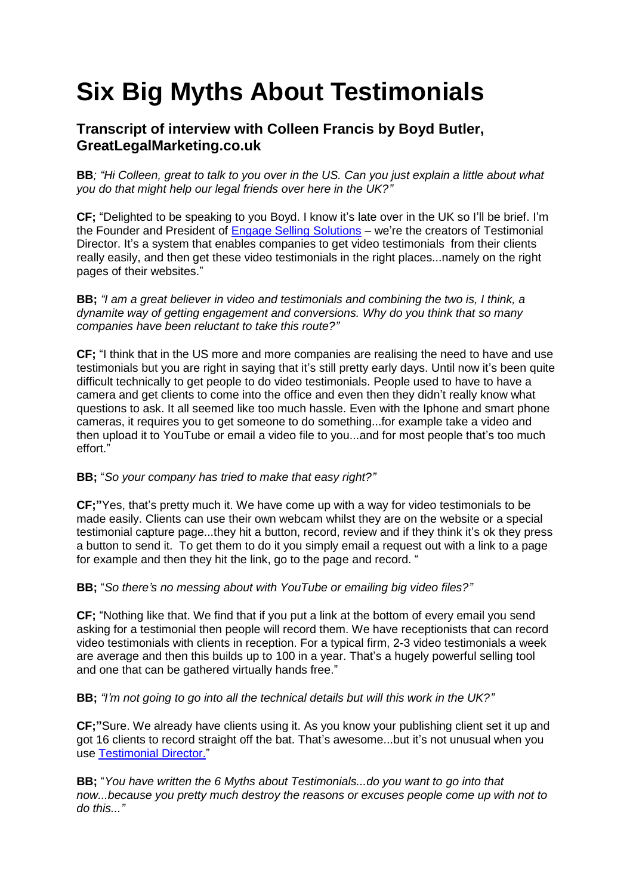# Six Big Myths About Testimonials

## Transcript of interview with Colleen Francis by Boyd Butler, GreatLegalMarketing.co.uk

**BB**; *"Hi Colleen, great to talk to you over in the US. Can you just explain a little about what you do that might help our legal friends over here in the UK?"*

**CF;** "Delighted to be speaking to you Boyd. I know it's late over in the UK so I'll be brief. I'm the Founder and President of Engage Selling Solutions – we're the creators of Testimonial Director. It's a system that enables companies to get video testimonials from their clients really easily, and then get these video testimonials in the right places...namely on the right pages of their websites."

**BB;** *"I am a great believer in video and testimonials and combining the two is, I think, a dynamite way of getting engagement and conversions. Why do you think that so many companies have been reluctant to take this route?"*

**CF;** "I think that in the US more and more companies are realising the need to have and use testimonials but you are right in saying that it's still pretty early days. Until now it's been quite difficult technically to get people to do video testimonials. People used to have to have a camera and get clients to come into the office and even then they didn't really know what questions to ask. It all seemed like too much hassle. Even with the Iphone and smart phone cameras, it requires you to get someone to do something...for example take a video and then upload it to YouTube or email a video file to you...and for most people that's too much effort."

**BB;** "*So your company has tried to make that easy right?"*

**CF;"**Yes, that's pretty much it. We have come up with a way for video testimonials to be made easily. Clients can use their own webcam whilst they are on the website or a special testimonial capture page...they hit a button, record, review and if they think it's ok they press a button to send it. To get them to do it you simply email a request out with a link to a page for example and then they hit the link, go to the page and record. "

**BB;** "*So there's no messing about with YouTube or emailing big video files?"*

**CF;** "Nothing like that. We find that if you put a link at the bottom of every email you send asking for a testimonial then people will record them. We have receptionists that can record video testimonials with clients in reception. For a typical firm, 2-3 video testimonials a week are average and then this builds up to 100 in a year. That's a hugely powerful selling tool and one that can be gathered virtually hands free."

**BB;** *"I'm not going to go into all the technical details but will this work in the UK?"*

**CF;"**Sure. We already have clients using it. As you know your publishing client set it up and got 16 clients to record straight off the bat. That's awesome...but it's not unusual when you use Testimonial Director."

**BB;** "*You have written the 6 Myths about Testimonials...do you want to go into that now...because you pretty much destroy the reasons or excuses people come up with not to do this..."*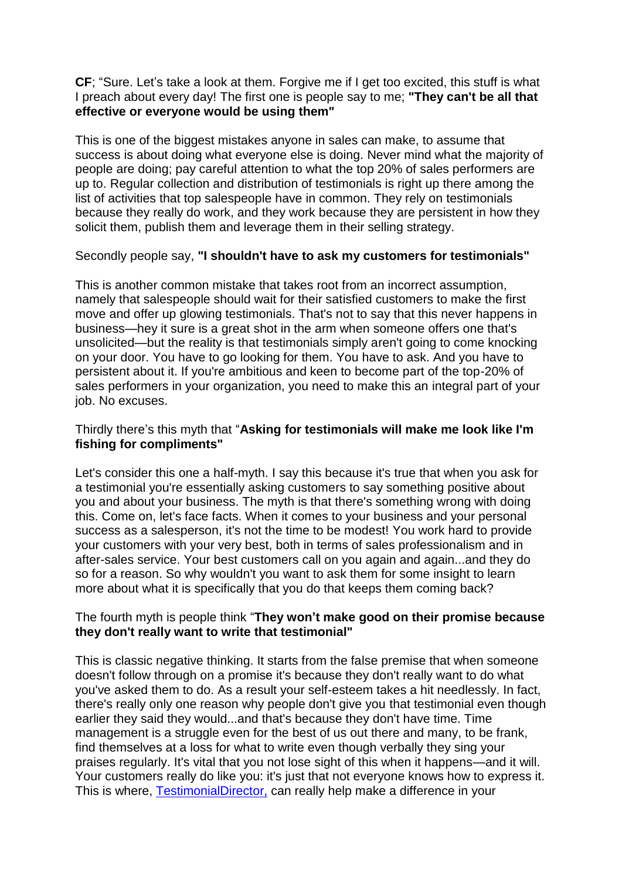**CF**; "Sure. Let's take a look at them. Forgive me if I get too excited, this stuff is what I preach about every day! The first one is people say to me; **"They can't be all that effective or everyone would be using them"**

This is one of the biggest mistakes anyone in sales can make, to assume that success is about doing what everyone else is doing. Never mind what the majority of people are doing; pay careful attention to what the top 20% of sales performers are up to. Regular collection and distribution of testimonials is right up there among the list of activities that top salespeople have in common. They rely on testimonials because they really do work, and they work because they are persistent in how they solicit them, publish them and leverage them in their selling strategy.

Secondly people say, **"I shouldn't have to ask my customers for testimonials"**

This is another common mistake that takes root from an incorrect assumption, namely that salespeople should wait for their satisfied customers to make the first move and offer up glowing testimonials. That's not to say that this never happens in business—hey it sure is a great shot in the arm when someone offers one that's unsolicited—but the reality is that testimonials simply aren't going to come knocking on your door. You have to go looking for them. You have to ask. And you have to persistent about it. If you're ambitious and keen to become part of the top-20% of sales performers in your organization, you need to make this an integral part of your job. No excuses.

Thirdly there's this myth that "**Asking for testimonials will make me look like I'm fishing for compliments"**

Let's consider this one a half-myth. I say this because it's true that when you ask for a testimonial you're essentially asking customers to say something positive about you and about your business. The myth is that there's something wrong with doing this. Come on, let's face facts. When it comes to your business and your personal success as a salesperson, it's not the time to be modest! You work hard to provide your customers with your very best, both in terms of sales professionalism and in after-sales service. Your best customers call on you again and again...and they do so for a reason. So why wouldn't you want to ask them for some insight to learn more about what it is specifically that you do that keeps them coming back?

The fourth myth is people think "**They won't make good on their promise because they don't really want to write that testimonial"**

This is classic negative thinking. It starts from the false premise that when someone doesn't follow through on a promise it's because they don't really want to do what you've asked them to do. As a result your self-esteem takes a hit needlessly. In fact, there's really only one reason why people don't give you that testimonial even though earlier they said they would...and that's because they don't have time. Time management is a struggle even for the best of us out there and many, to be frank, find themselves at a loss for what to write even though verbally they sing your praises regularly. It's vital that you not lose sight of this when it happens—and it will. Your customers really do like you: it's just that not everyone knows how to express it. This is where, [TestimonialDirector,](TestimonialDirector) can really help make a difference in your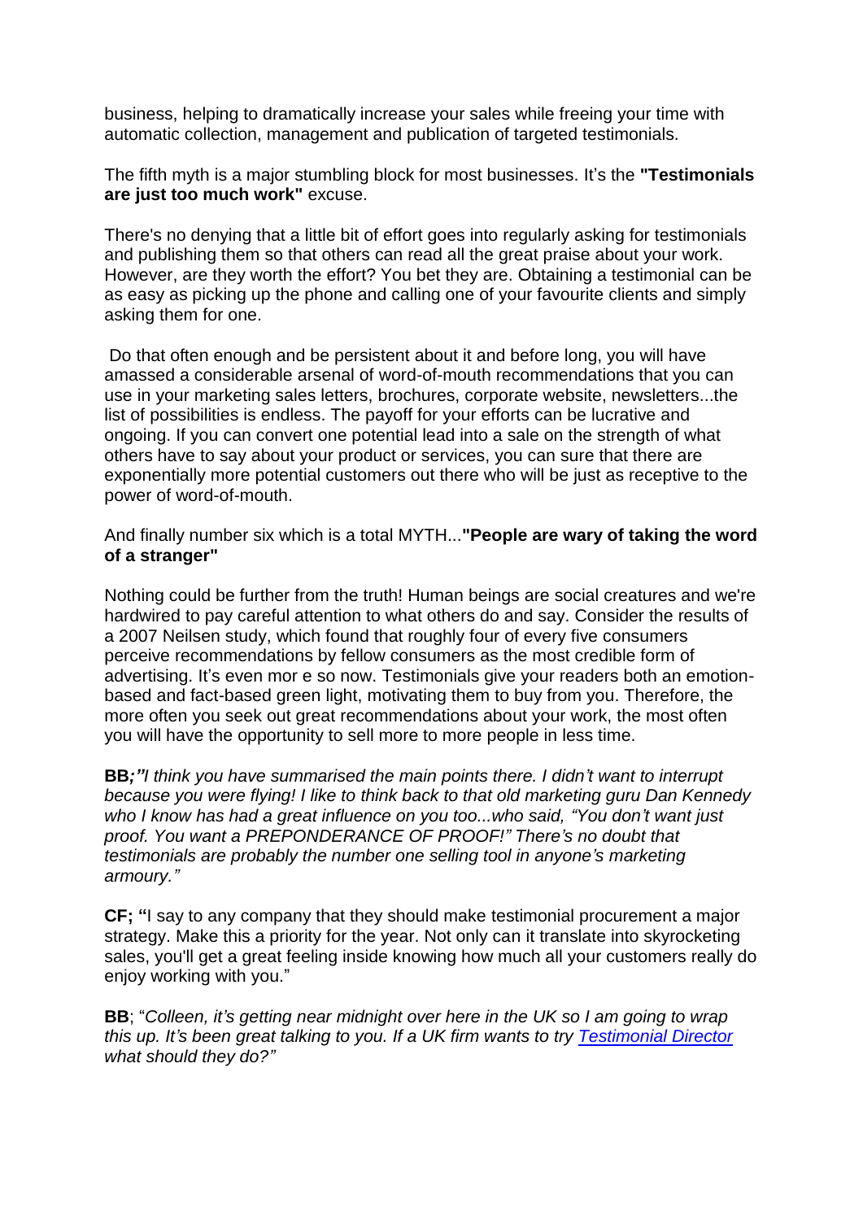business, helping to dramatically increase your sales while freeing your time with automatic collection, management and publication of targeted testimonials.

The fifth myth is a major stumbling block for most businesses. It's the **"Testimonials are just too much work"** excuse.

There's no denying that a little bit of effort goes into regularly asking for testimonials and publishing them so that others can read all the great praise about your work. However, are they worth the effort? You bet they are. Obtaining a testimonial can be as easy as picking up the phone and calling one of your favourite clients and simply asking them for one.

Do that often enough and be persistent about it and before long, you will have amassed a considerable arsenal of word-of-mouth recommendations that you can use in your marketing sales letters, brochures, corporate website, newsletters...the list of possibilities is endless. The payoff for your efforts can be lucrative and ongoing. If you can convert one potential lead into a sale on the strength of what others have to say about your product or services, you can sure that there are exponentially more potential customers out there who will be just as receptive to the power of word-of-mouth.

And finally number six which is a total MYTH...**"People are wary of taking the word of a stranger"**

Nothing could be further from the truth! Human beings are social creatures and we're hardwired to pay careful attention to what others do and say. Consider the results of a 2007 Neilsen study, which found that roughly four of every five consumers perceive recommendations by fellow consumers as the most credible form of advertising. It's even mor e so now. Testimonials give your readers both an emotion-based and fact-based green light, motivating them to buy from you. Therefore, the more often you seek out great recommendations about your work, the most often you will have the opportunity to sell more to more people in less time.

**BB*;"*** *I think you have summarised the main points there. I didn't want to interrupt because you were flying! I like to think back to that old marketing guru Dan Kennedy who I know has had a great influence on you too...who said, "You don't want just proof. You want a PREPONDERANCE OF PROOF!" There's no doubt that testimonials are probably the number one selling tool in anyone's marketing armoury."*

**CF; "**I say to any company that they should make testimonial procurement a major strategy. Make this a priority for the year. Not only can it translate into skyrocketing sales, you'll get a great feeling inside knowing how much all your customers really do enjoy working with you."

**BB**; "*Colleen, it's getting near midnight over here in the UK so I am going to wrap this up. It's been great talking to you. If a UK firm wants to try [Testimonial Director] what should they do?"*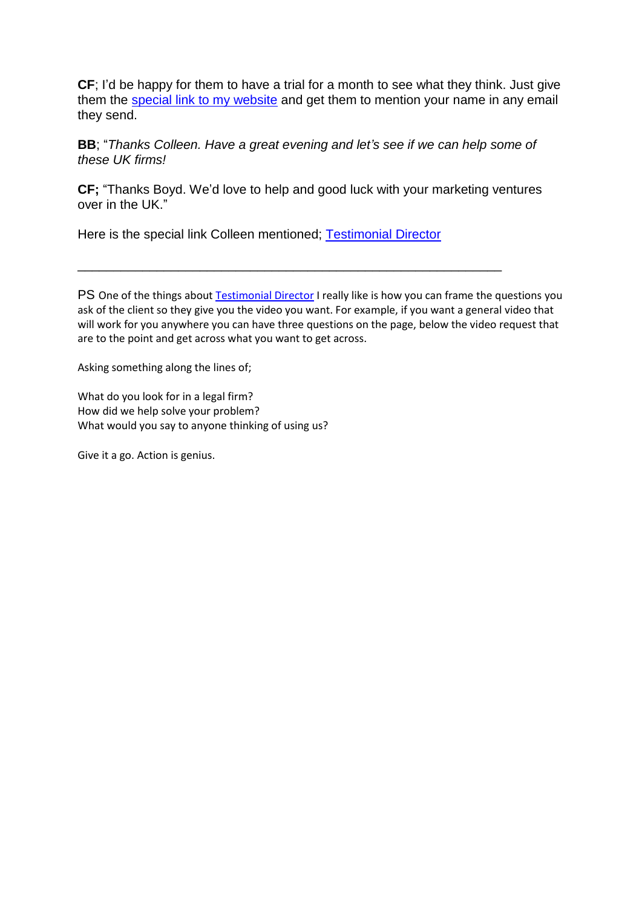**CF**; I'd be happy for them to have a trial for a month to see what they think. Just give them the special link to my website and get them to mention your name in any email they send.

**BB**; "*Thanks Colleen. Have a great evening and let's see if we can help some of these UK firms!*

**CF;** "Thanks Boyd. We'd love to help and good luck with your marketing ventures over in the UK."

Here is the special link Colleen mentioned; Testimonial Director

---

PS One of the things about Testimonial Director I really like is how you can frame the questions you ask of the client so they give you the video you want. For example, if you want a general video that will work for you anywhere you can have three questions on the page, below the video request that are to the point and get across what you want to get across.

Asking something along the lines of;

What do you look for in a legal firm?
How did we help solve your problem?
What would you say to anyone thinking of using us?

Give it a go. Action is genius.